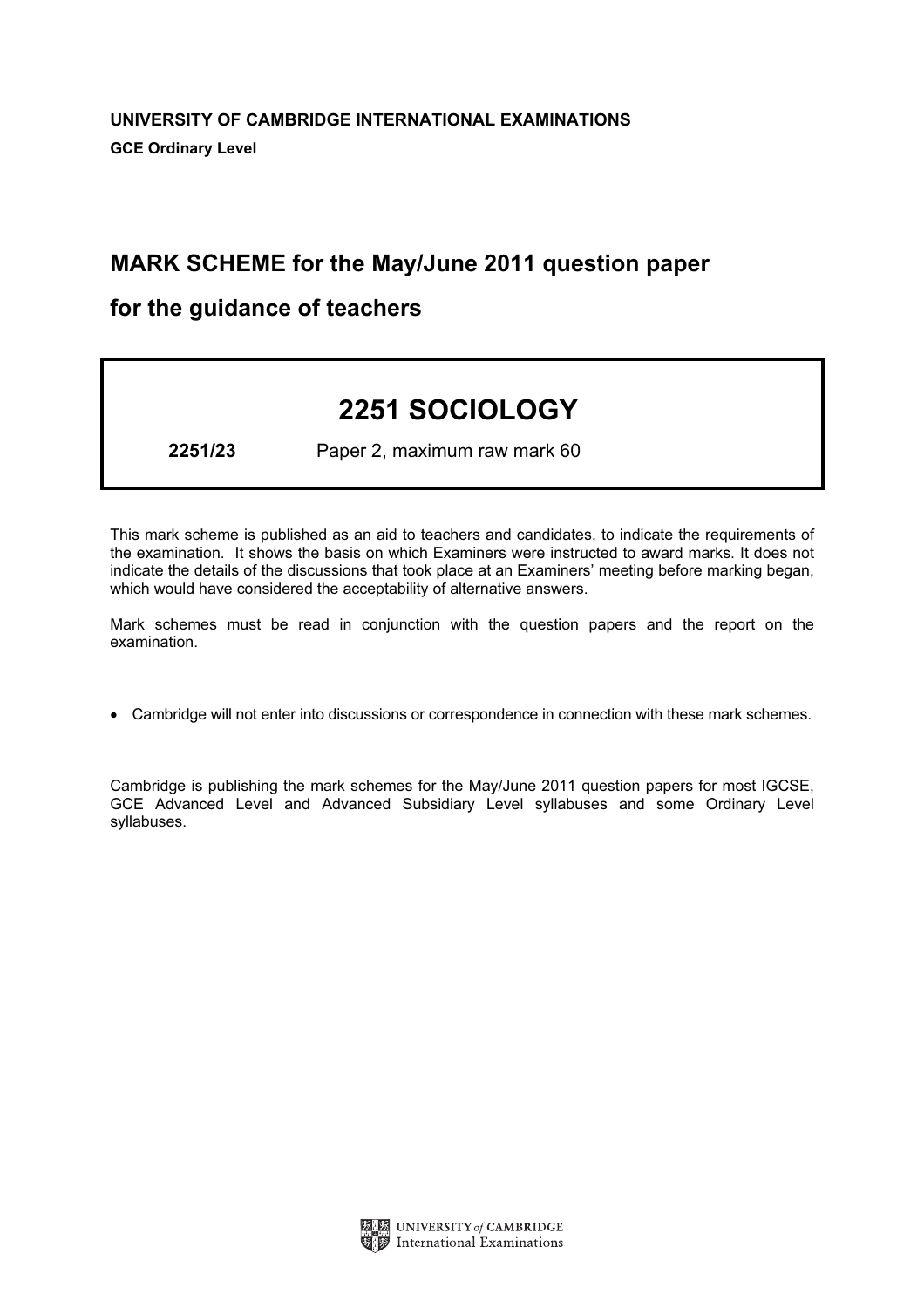**UNIVERSITY OF CAMBRIDGE INTERNATIONAL EXAMINATIONS**

**GCE Ordinary Level**

## MARK SCHEME for the May/June 2011 question paper

## for the guidance of teachers

# 2251 SOCIOLOGY

**2251/23** Paper 2, maximum raw mark 60

This mark scheme is published as an aid to teachers and candidates, to indicate the requirements of the examination. It shows the basis on which Examiners were instructed to award marks. It does not indicate the details of the discussions that took place at an Examiners' meeting before marking began, which would have considered the acceptability of alternative answers.

Mark schemes must be read in conjunction with the question papers and the report on the examination.

- Cambridge will not enter into discussions or correspondence in connection with these mark schemes.

Cambridge is publishing the mark schemes for the May/June 2011 question papers for most IGCSE, GCE Advanced Level and Advanced Subsidiary Level syllabuses and some Ordinary Level syllabuses.

UNIVERSITY *of* CAMBRIDGE
International Examinations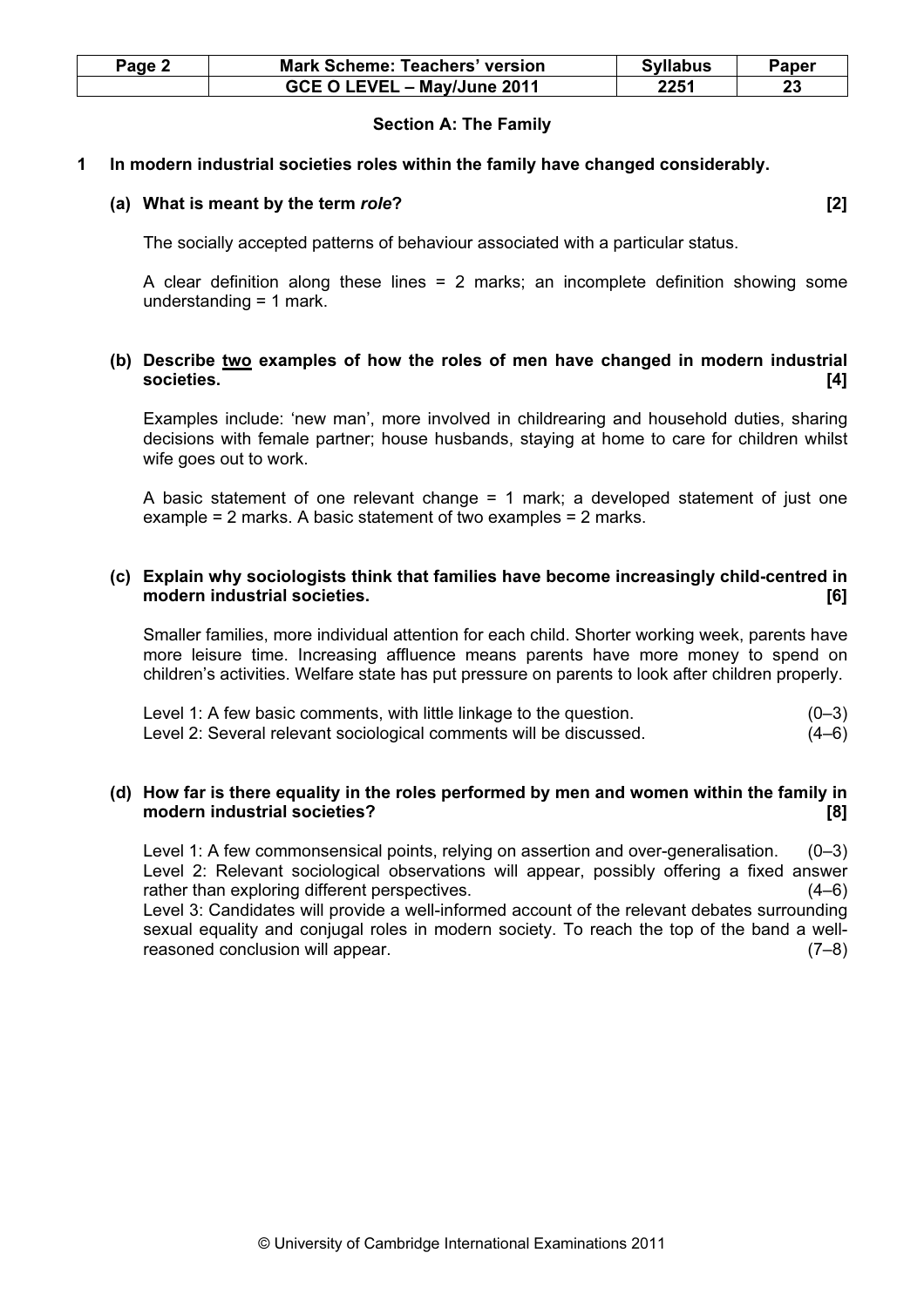| Page 2 | Mark Scheme: Teachers' version | Syllabus | Paper |
| --- | --- | --- | --- |
| | GCE O LEVEL – May/June 2011 | 2251 | 23 |

## Section A: The Family

**1 In modern industrial societies roles within the family have changed considerably.**

**(a) What is meant by the term *role*? [2]**

The socially accepted patterns of behaviour associated with a particular status.

A clear definition along these lines = 2 marks; an incomplete definition showing some understanding = 1 mark.

**(b) Describe two examples of how the roles of men have changed in modern industrial societies. [4]**

Examples include: 'new man', more involved in childrearing and household duties, sharing decisions with female partner; house husbands, staying at home to care for children whilst wife goes out to work.

A basic statement of one relevant change = 1 mark; a developed statement of just one example = 2 marks. A basic statement of two examples = 2 marks.

**(c) Explain why sociologists think that families have become increasingly child-centred in modern industrial societies. [6]**

Smaller families, more individual attention for each child. Shorter working week, parents have more leisure time. Increasing affluence means parents have more money to spend on children's activities. Welfare state has put pressure on parents to look after children properly.

Level 1: A few basic comments, with little linkage to the question. (0–3)
Level 2: Several relevant sociological comments will be discussed. (4–6)

**(d) How far is there equality in the roles performed by men and women within the family in modern industrial societies? [8]**

Level 1: A few commonsensical points, relying on assertion and over-generalisation. (0–3)
Level 2: Relevant sociological observations will appear, possibly offering a fixed answer rather than exploring different perspectives. (4–6)
Level 3: Candidates will provide a well-informed account of the relevant debates surrounding sexual equality and conjugal roles in modern society. To reach the top of the band a well-reasoned conclusion will appear. (7–8)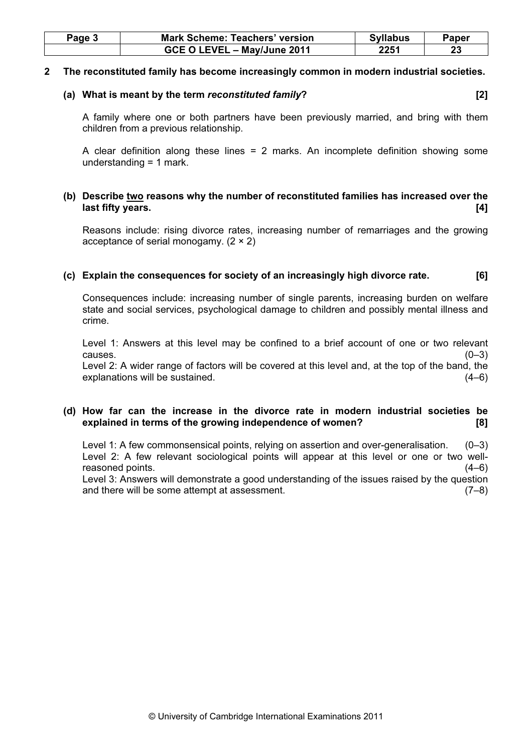**2 The reconstituted family has become increasingly common in modern industrial societies.**

**(a) What is meant by the term *reconstituted family*? [2]**

A family where one or both partners have been previously married, and bring with them children from a previous relationship.

A clear definition along these lines = 2 marks. An incomplete definition showing some understanding = 1 mark.

**(b) Describe <u>two</u> reasons why the number of reconstituted families has increased over the last fifty years. [4]**

Reasons include: rising divorce rates, increasing number of remarriages and the growing acceptance of serial monogamy. (2 × 2)

**(c) Explain the consequences for society of an increasingly high divorce rate. [6]**

Consequences include: increasing number of single parents, increasing burden on welfare state and social services, psychological damage to children and possibly mental illness and crime.

Level 1: Answers at this level may be confined to a brief account of one or two relevant causes. (0–3)
Level 2: A wider range of factors will be covered at this level and, at the top of the band, the explanations will be sustained. (4–6)

**(d) How far can the increase in the divorce rate in modern industrial societies be explained in terms of the growing independence of women? [8]**

Level 1: A few commonsensical points, relying on assertion and over-generalisation. (0–3)
Level 2: A few relevant sociological points will appear at this level or one or two well-reasoned points. (4–6)
Level 3: Answers will demonstrate a good understanding of the issues raised by the question and there will be some attempt at assessment. (7–8)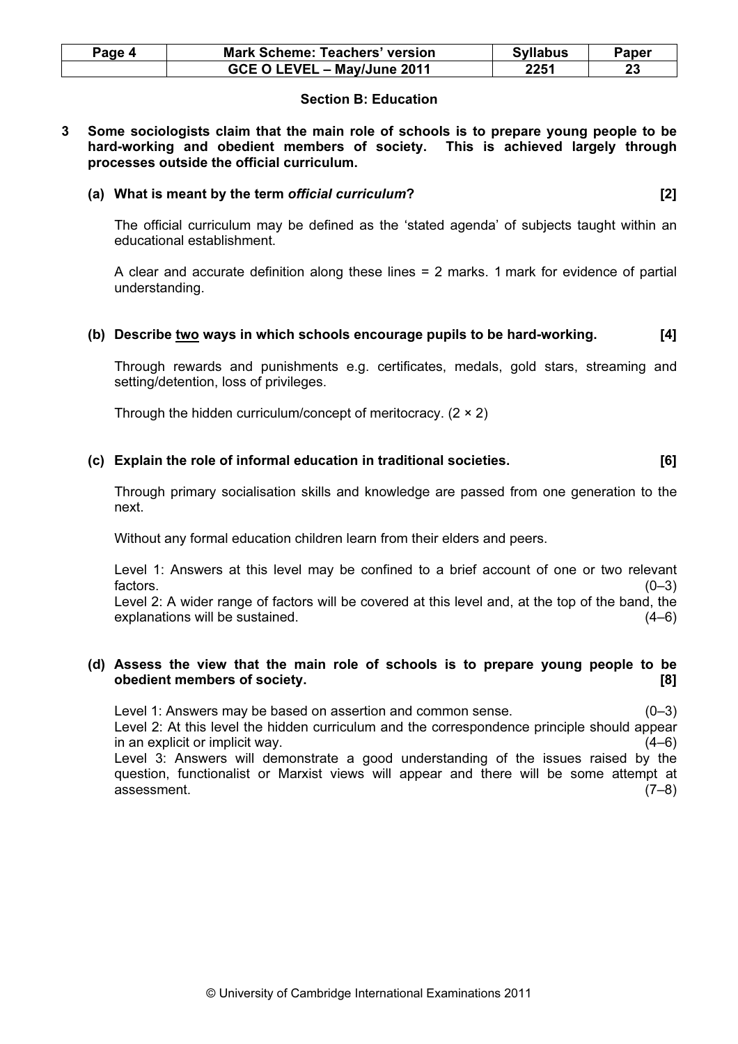## Section B: Education

**3 Some sociologists claim that the main role of schools is to prepare young people to be hard-working and obedient members of society. This is achieved largely through processes outside the official curriculum.**

**(a) What is meant by the term *official curriculum*? [2]**

The official curriculum may be defined as the 'stated agenda' of subjects taught within an educational establishment.

A clear and accurate definition along these lines = 2 marks. 1 mark for evidence of partial understanding.

**(b) Describe <u>two</u> ways in which schools encourage pupils to be hard-working. [4]**

Through rewards and punishments e.g. certificates, medals, gold stars, streaming and setting/detention, loss of privileges.

Through the hidden curriculum/concept of meritocracy. (2 × 2)

**(c) Explain the role of informal education in traditional societies. [6]**

Through primary socialisation skills and knowledge are passed from one generation to the next.

Without any formal education children learn from their elders and peers.

Level 1: Answers at this level may be confined to a brief account of one or two relevant factors. (0–3)
Level 2: A wider range of factors will be covered at this level and, at the top of the band, the explanations will be sustained. (4–6)

**(d) Assess the view that the main role of schools is to prepare young people to be obedient members of society. [8]**

Level 1: Answers may be based on assertion and common sense. (0–3)
Level 2: At this level the hidden curriculum and the correspondence principle should appear in an explicit or implicit way. (4–6)
Level 3: Answers will demonstrate a good understanding of the issues raised by the question, functionalist or Marxist views will appear and there will be some attempt at assessment. (7–8)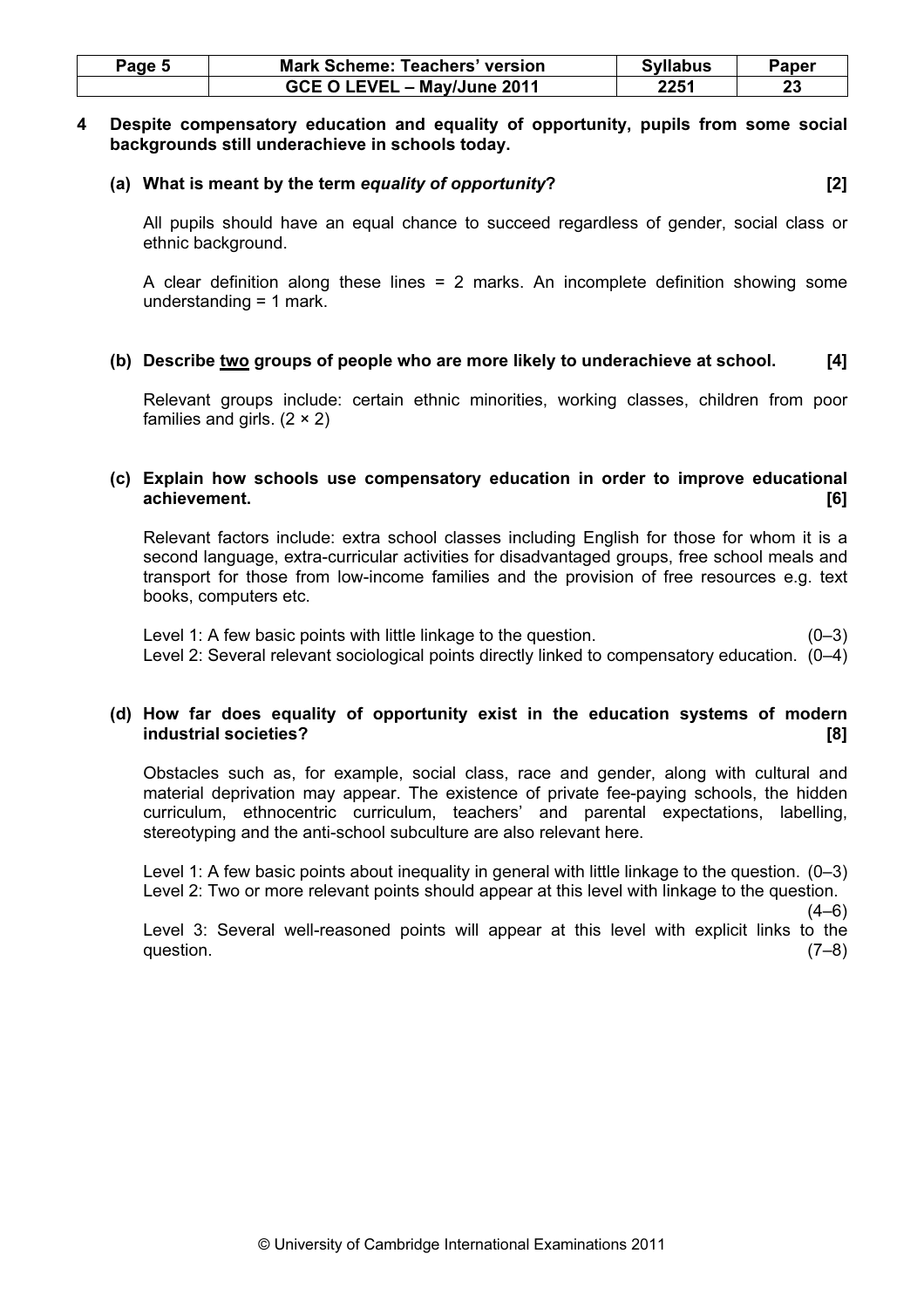**4 Despite compensatory education and equality of opportunity, pupils from some social backgrounds still underachieve in schools today.**

**(a) What is meant by the term *equality of opportunity*? [2]**

All pupils should have an equal chance to succeed regardless of gender, social class or ethnic background.

A clear definition along these lines = 2 marks. An incomplete definition showing some understanding = 1 mark.

**(b) Describe two groups of people who are more likely to underachieve at school. [4]**

Relevant groups include: certain ethnic minorities, working classes, children from poor families and girls. (2 × 2)

**(c) Explain how schools use compensatory education in order to improve educational achievement. [6]**

Relevant factors include: extra school classes including English for those for whom it is a second language, extra-curricular activities for disadvantaged groups, free school meals and transport for those from low-income families and the provision of free resources e.g. text books, computers etc.

Level 1: A few basic points with little linkage to the question. (0–3)
Level 2: Several relevant sociological points directly linked to compensatory education. (0–4)

**(d) How far does equality of opportunity exist in the education systems of modern industrial societies? [8]**

Obstacles such as, for example, social class, race and gender, along with cultural and material deprivation may appear. The existence of private fee-paying schools, the hidden curriculum, ethnocentric curriculum, teachers' and parental expectations, labelling, stereotyping and the anti-school subculture are also relevant here.

Level 1: A few basic points about inequality in general with little linkage to the question. (0–3)
Level 2: Two or more relevant points should appear at this level with linkage to the question. (4–6)
Level 3: Several well-reasoned points will appear at this level with explicit links to the question. (7–8)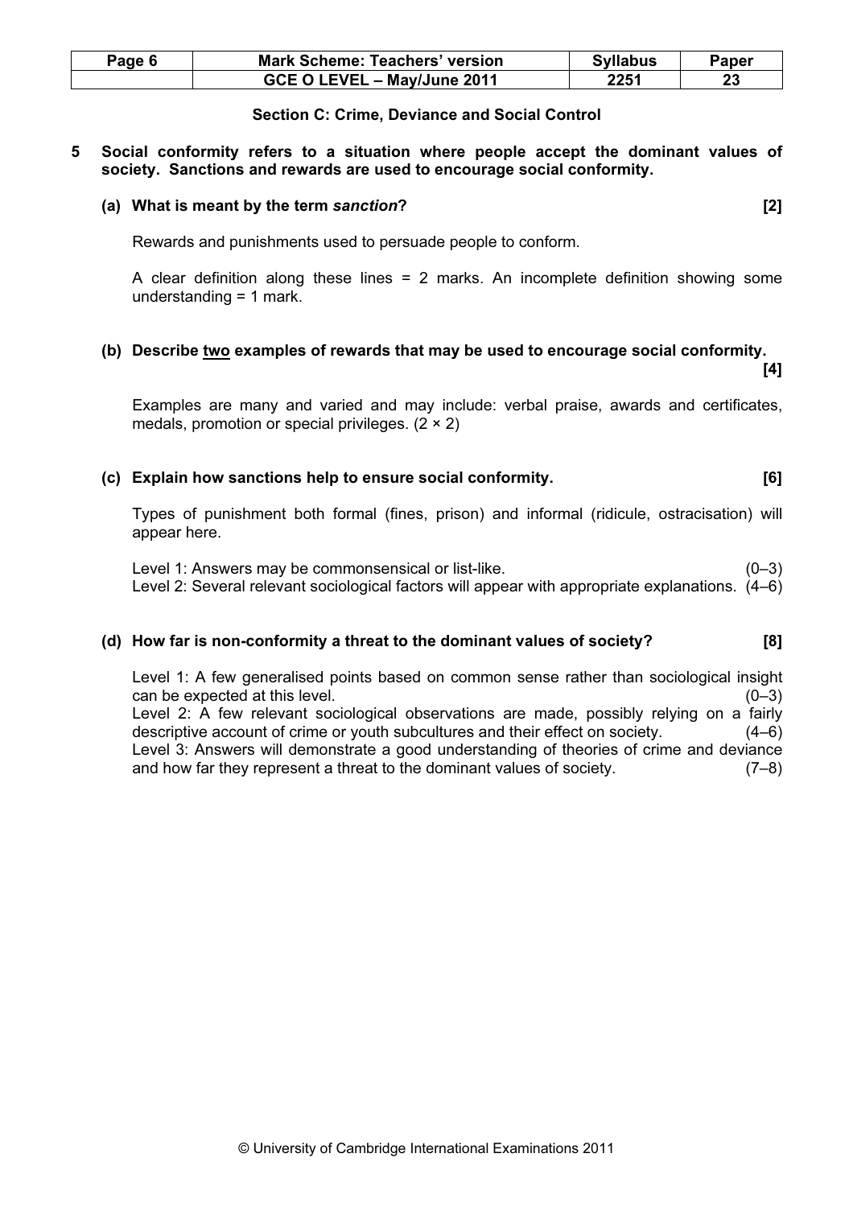## Section C: Crime, Deviance and Social Control

**5 Social conformity refers to a situation where people accept the dominant values of society. Sanctions and rewards are used to encourage social conformity.**

**(a) What is meant by the term *sanction*? [2]**

Rewards and punishments used to persuade people to conform.

A clear definition along these lines = 2 marks. An incomplete definition showing some understanding = 1 mark.

**(b) Describe <u>two</u> examples of rewards that may be used to encourage social conformity. [4]**

Examples are many and varied and may include: verbal praise, awards and certificates, medals, promotion or special privileges. (2 × 2)

**(c) Explain how sanctions help to ensure social conformity. [6]**

Types of punishment both formal (fines, prison) and informal (ridicule, ostracisation) will appear here.

Level 1: Answers may be commonsensical or list-like. (0–3)
Level 2: Several relevant sociological factors will appear with appropriate explanations. (4–6)

**(d) How far is non-conformity a threat to the dominant values of society? [8]**

Level 1: A few generalised points based on common sense rather than sociological insight can be expected at this level. (0–3)
Level 2: A few relevant sociological observations are made, possibly relying on a fairly descriptive account of crime or youth subcultures and their effect on society. (4–6)
Level 3: Answers will demonstrate a good understanding of theories of crime and deviance and how far they represent a threat to the dominant values of society. (7–8)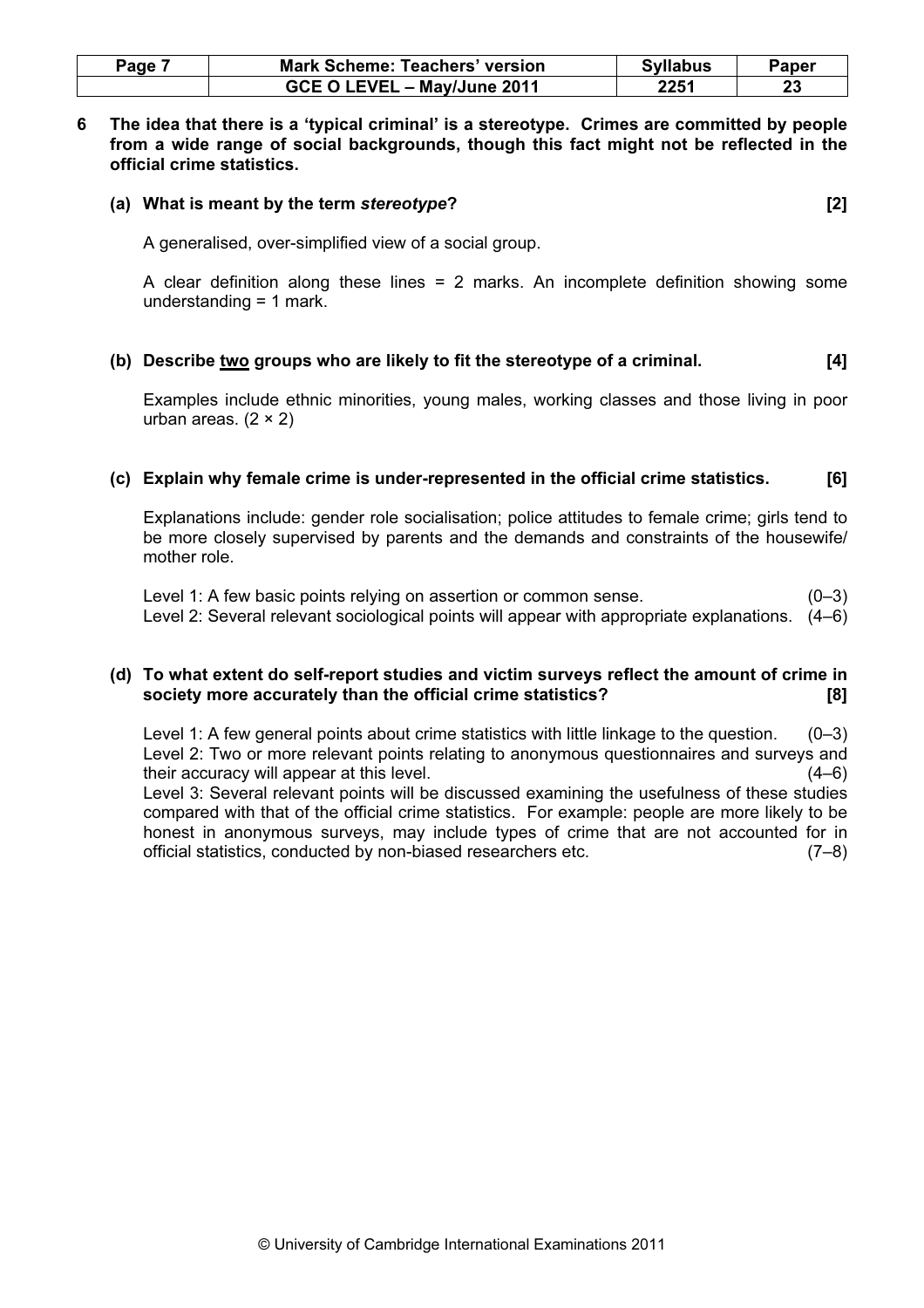**6 The idea that there is a 'typical criminal' is a stereotype. Crimes are committed by people from a wide range of social backgrounds, though this fact might not be reflected in the official crime statistics.**

**(a) What is meant by the term *stereotype*? [2]**

A generalised, over-simplified view of a social group.

A clear definition along these lines = 2 marks. An incomplete definition showing some understanding = 1 mark.

**(b) Describe <u>two</u> groups who are likely to fit the stereotype of a criminal. [4]**

Examples include ethnic minorities, young males, working classes and those living in poor urban areas. (2 × 2)

**(c) Explain why female crime is under-represented in the official crime statistics. [6]**

Explanations include: gender role socialisation; police attitudes to female crime; girls tend to be more closely supervised by parents and the demands and constraints of the housewife/mother role.

Level 1: A few basic points relying on assertion or common sense. (0–3)
Level 2: Several relevant sociological points will appear with appropriate explanations. (4–6)

**(d) To what extent do self-report studies and victim surveys reflect the amount of crime in society more accurately than the official crime statistics? [8]**

Level 1: A few general points about crime statistics with little linkage to the question. (0–3)
Level 2: Two or more relevant points relating to anonymous questionnaires and surveys and their accuracy will appear at this level. (4–6)
Level 3: Several relevant points will be discussed examining the usefulness of these studies compared with that of the official crime statistics. For example: people are more likely to be honest in anonymous surveys, may include types of crime that are not accounted for in official statistics, conducted by non-biased researchers etc. (7–8)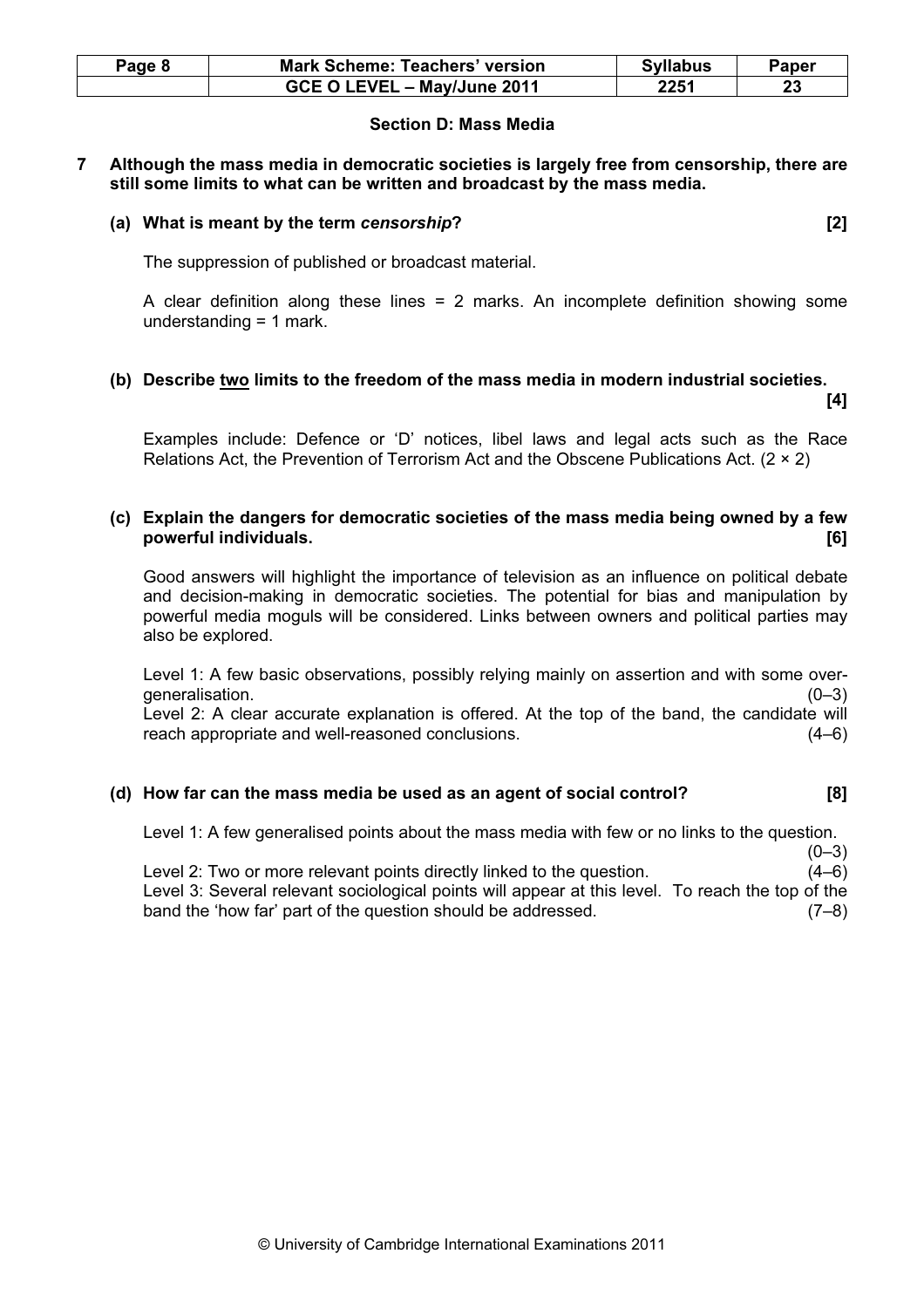## Section D: Mass Media

**7 Although the mass media in democratic societies is largely free from censorship, there are still some limits to what can be written and broadcast by the mass media.**

**(a) What is meant by the term *censorship*? [2]**

The suppression of published or broadcast material.

A clear definition along these lines = 2 marks. An incomplete definition showing some understanding = 1 mark.

**(b) Describe <u>two</u> limits to the freedom of the mass media in modern industrial societies. [4]**

Examples include: Defence or 'D' notices, libel laws and legal acts such as the Race Relations Act, the Prevention of Terrorism Act and the Obscene Publications Act. (2 × 2)

**(c) Explain the dangers for democratic societies of the mass media being owned by a few powerful individuals. [6]**

Good answers will highlight the importance of television as an influence on political debate and decision-making in democratic societies. The potential for bias and manipulation by powerful media moguls will be considered. Links between owners and political parties may also be explored.

Level 1: A few basic observations, possibly relying mainly on assertion and with some over-generalisation. (0–3)

Level 2: A clear accurate explanation is offered. At the top of the band, the candidate will reach appropriate and well-reasoned conclusions. (4–6)

**(d) How far can the mass media be used as an agent of social control? [8]**

Level 1: A few generalised points about the mass media with few or no links to the question. (0–3)

Level 2: Two or more relevant points directly linked to the question. (4–6)

Level 3: Several relevant sociological points will appear at this level. To reach the top of the band the 'how far' part of the question should be addressed. (7–8)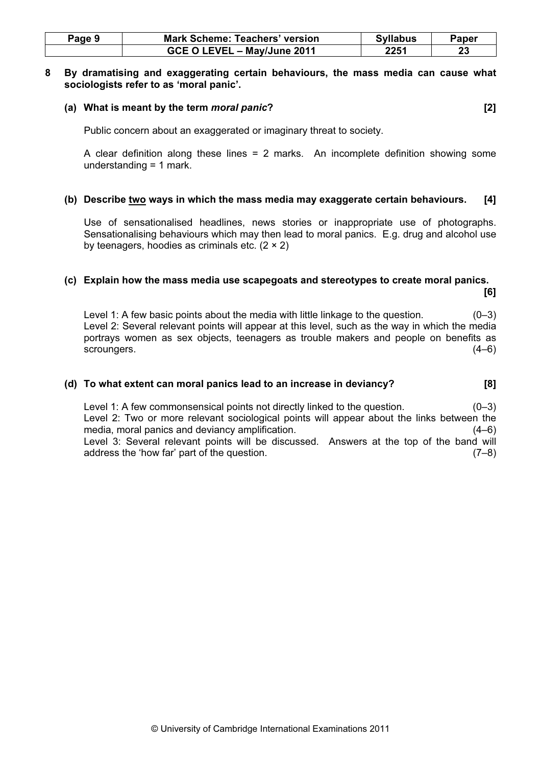**8 By dramatising and exaggerating certain behaviours, the mass media can cause what sociologists refer to as 'moral panic'.**

**(a) What is meant by the term *moral panic*? [2]**

Public concern about an exaggerated or imaginary threat to society.

A clear definition along these lines = 2 marks. An incomplete definition showing some understanding = 1 mark.

**(b) Describe two ways in which the mass media may exaggerate certain behaviours. [4]**

Use of sensationalised headlines, news stories or inappropriate use of photographs. Sensationalising behaviours which may then lead to moral panics. E.g. drug and alcohol use by teenagers, hoodies as criminals etc. (2 × 2)

**(c) Explain how the mass media use scapegoats and stereotypes to create moral panics. [6]**

Level 1: A few basic points about the media with little linkage to the question. (0–3)
Level 2: Several relevant points will appear at this level, such as the way in which the media portrays women as sex objects, teenagers as trouble makers and people on benefits as scroungers. (4–6)

**(d) To what extent can moral panics lead to an increase in deviancy? [8]**

Level 1: A few commonsensical points not directly linked to the question. (0–3)
Level 2: Two or more relevant sociological points will appear about the links between the media, moral panics and deviancy amplification. (4–6)
Level 3: Several relevant points will be discussed. Answers at the top of the band will address the 'how far' part of the question. (7–8)